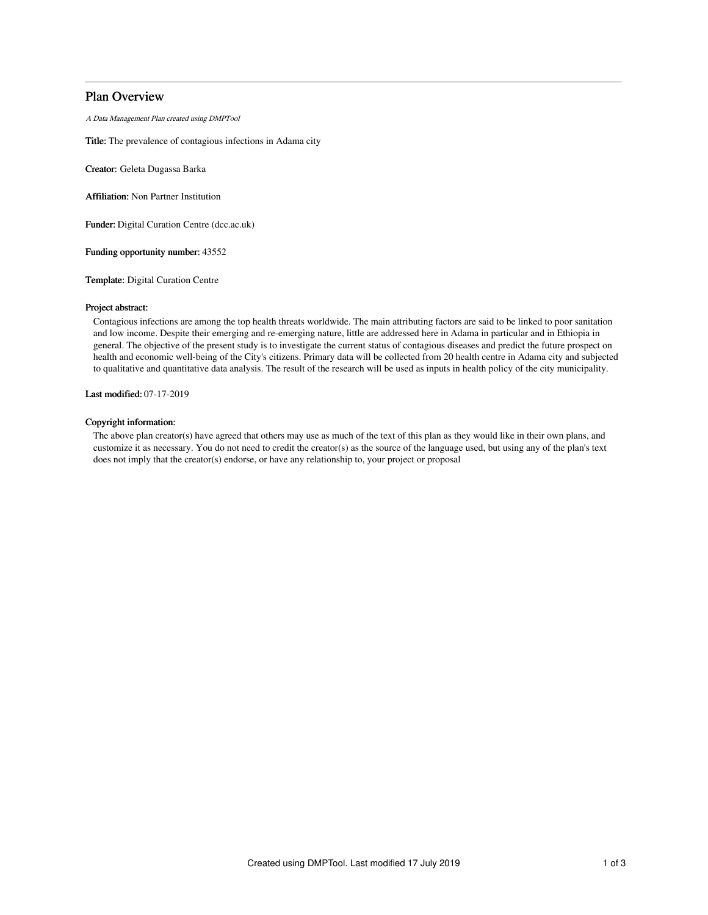# Plan Overview

*A Data Management Plan created using DMPTool*

**Title:** The prevalence of contagious infections in Adama city

**Creator:** Geleta Dugassa Barka

**Affiliation:** Non Partner Institution

**Funder:** Digital Curation Centre (dcc.ac.uk)

**Funding opportunity number:** 43552

**Template:** Digital Curation Centre

**Project abstract:**

Contagious infections are among the top health threats worldwide. The main attributing factors are said to be linked to poor sanitation and low income. Despite their emerging and re-emerging nature, little are addressed here in Adama in particular and in Ethiopia in general. The objective of the present study is to investigate the current status of contagious diseases and predict the future prospect on health and economic well-being of the City's citizens. Primary data will be collected from 20 health centre in Adama city and subjected to qualitative and quantitative data analysis. The result of the research will be used as inputs in health policy of the city municipality.

**Last modified:** 07-17-2019

**Copyright information:**

The above plan creator(s) have agreed that others may use as much of the text of this plan as they would like in their own plans, and customize it as necessary. You do not need to credit the creator(s) as the source of the language used, but using any of the plan's text does not imply that the creator(s) endorse, or have any relationship to, your project or proposal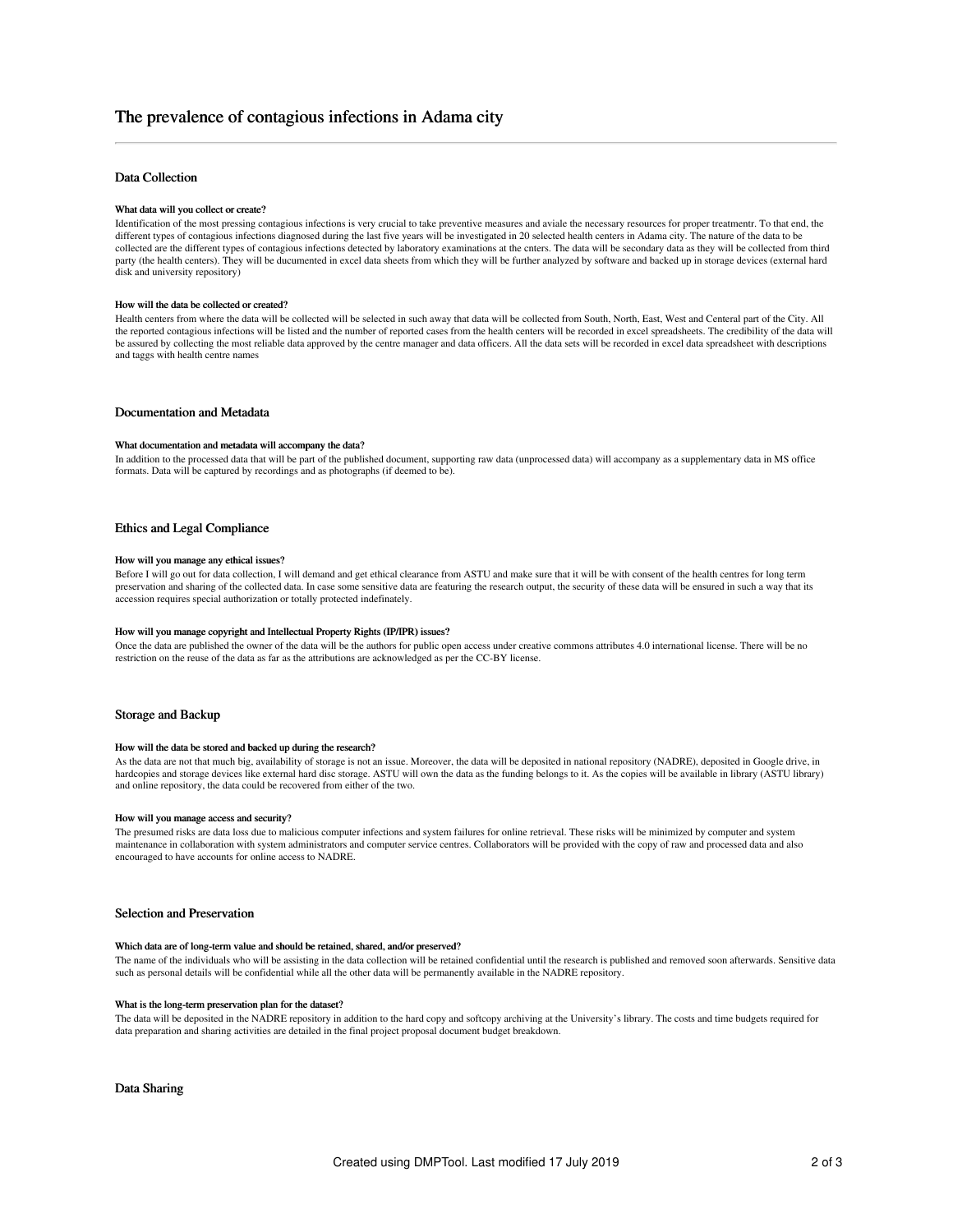# The prevalence of contagious infections in Adama city

## Data Collection

### What data will you collect or create?

Identification of the most pressing contagious infections is very crucial to take preventive measures and aviale the necessary resources for proper treatmentr. To that end, the different types of contagious infections diagnosed during the last five years will be investigated in 20 selected health centers in Adama city. The nature of the data to be collected are the different types of contagious infections detected by laboratory examinations at the cnters. The data will be secondary data as they will be collected from third party (the health centers). They will be ducumented in excel data sheets from which they will be further analyzed by software and backed up in storage devices (external hard disk and university repository)

### How will the data be collected or created?

Health centers from where the data will be collected will be selected in such away that data will be collected from South, North, East, West and Ceneral part of the City. All the reported contagious infections will be listed and the number of reported cases from the health centers will be recorded in excel spreadsheets. The credibility of the data will be assured by collecting the most reliable data approved by the centre manager and data officers. All the data sets will be recorded in excel data spreadsheet with descriptions and taggs with health centre names

## Documentation and Metadata

### What documentation and metadata will accompany the data?

In addition to the processed data that will be part of the published document, supporting raw data (unprocessed data) will accompany as a supplementary data in MS office formats. Data will be captured by recordings and as photographs (if deemed to be).

## Ethics and Legal Compliance

### How will you manage any ethical issues?

Before I will go out for data collection, I will demand and get ethical clearance from ASTU and make sure that it will be with consent of the health centres for long term preservation and sharing of the collected data. In case some sensitive data are featuring the research output, the security of these data will be ensured in such a way that its accession requires special authorization or totally protected indefinately.

### How will you manage copyright and Intellectual Property Rights (IP/IPR) issues?

Once the data are published the owner of the data will be the authors for public open access under creative commons attributes 4.0 international license. There will be no restriction on the reuse of the data as far as the attributions are acknowledged as per the CC-BY license.

## Storage and Backup

### How will the data be stored and backed up during the research?

As the data are not that much big, availability of storage is not an issue. Moreover, the data will be deposited in national repository (NADRE), deposited in Google drive, in hardcopies and storage devices like external hard disc storage. ASTU will own the data as the funding belongs to it. As the copies will be available in library (ASTU library) and online repository, the data could be recovered from either of the two.

### How will you manage access and security?

The presumed risks are data loss due to malicious computer infections and system failures for online retrieval. These risks will be minimized by computer and system maintenance in collaboration with system administrators and computer service centres. Collaborators will be provided with the copy of raw and processed data and also encouraged to have accounts for online access to NADRE.

## Selection and Preservation

### Which data are of long-term value and should be retained, shared, and/or preserved?

The name of the individuals who will be assisting in the data collection will be retained confidential until the research is published and removed soon afterwards. Sensitive data such as personal details will be confidential while all the other data will be permanently available in the NADRE repository.

### What is the long-term preservation plan for the dataset?

The data will be deposited in the NADRE repository in addition to the hard copy and softcopy archiving at the University's library. The costs and time budgets required for data preparation and sharing activities are detailed in the final project proposal document budget breakdown.

## Data Sharing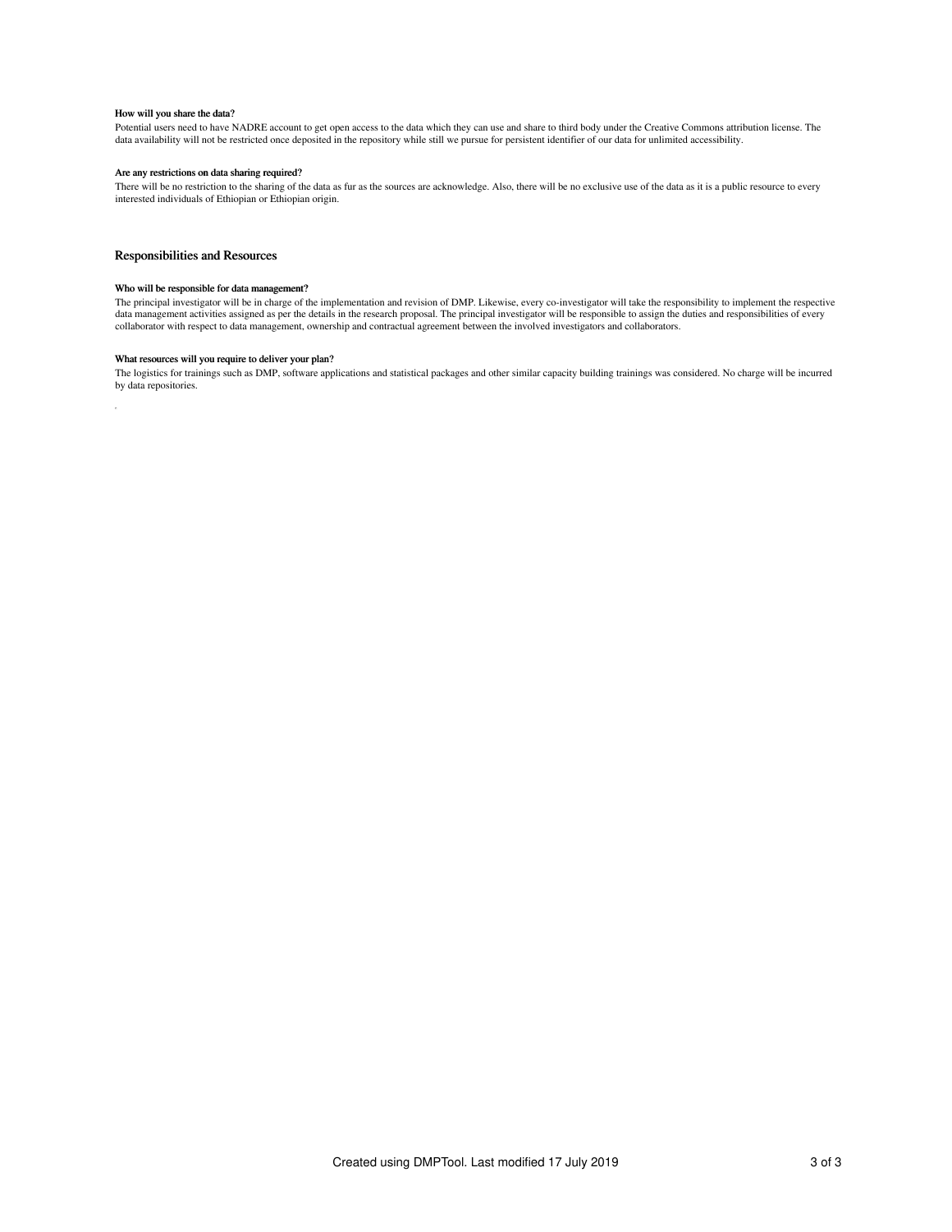#### How will you share the data?

Potential users need to have NADRE account to get open access to the data which they can use and share to third body under the Creative Commons attribution license. The data availability will not be restricted once deposited in the repository while still we pursue for persistent identifier of our data for unlimited accessibility.

#### Are any restrictions on data sharing required?

There will be no restriction to the sharing of the data as fur as the sources are acknowledge. Also, there will be no exclusive use of the data as it is a public resource to every interested individuals of Ethiopian or Ethiopian origin.

### Responsibilities and Resources

#### Who will be responsible for data management?

The principal investigator will be in charge of the implementation and revision of DMP. Likewise, every co-investigator will take the responsibility to implement the respective data management activities assigned as per the details in the research proposal. The principal investigator will be responsible to assign the duties and responsibilities of every collaborator with respect to data management, ownership and contractual agreement between the involved investigators and collaborators.

#### What resources will you require to deliver your plan?

The logistics for trainings such as DMP, software applications and statistical packages and other similar capacity building trainings was considered. No charge will be incurred by data repositories.

.